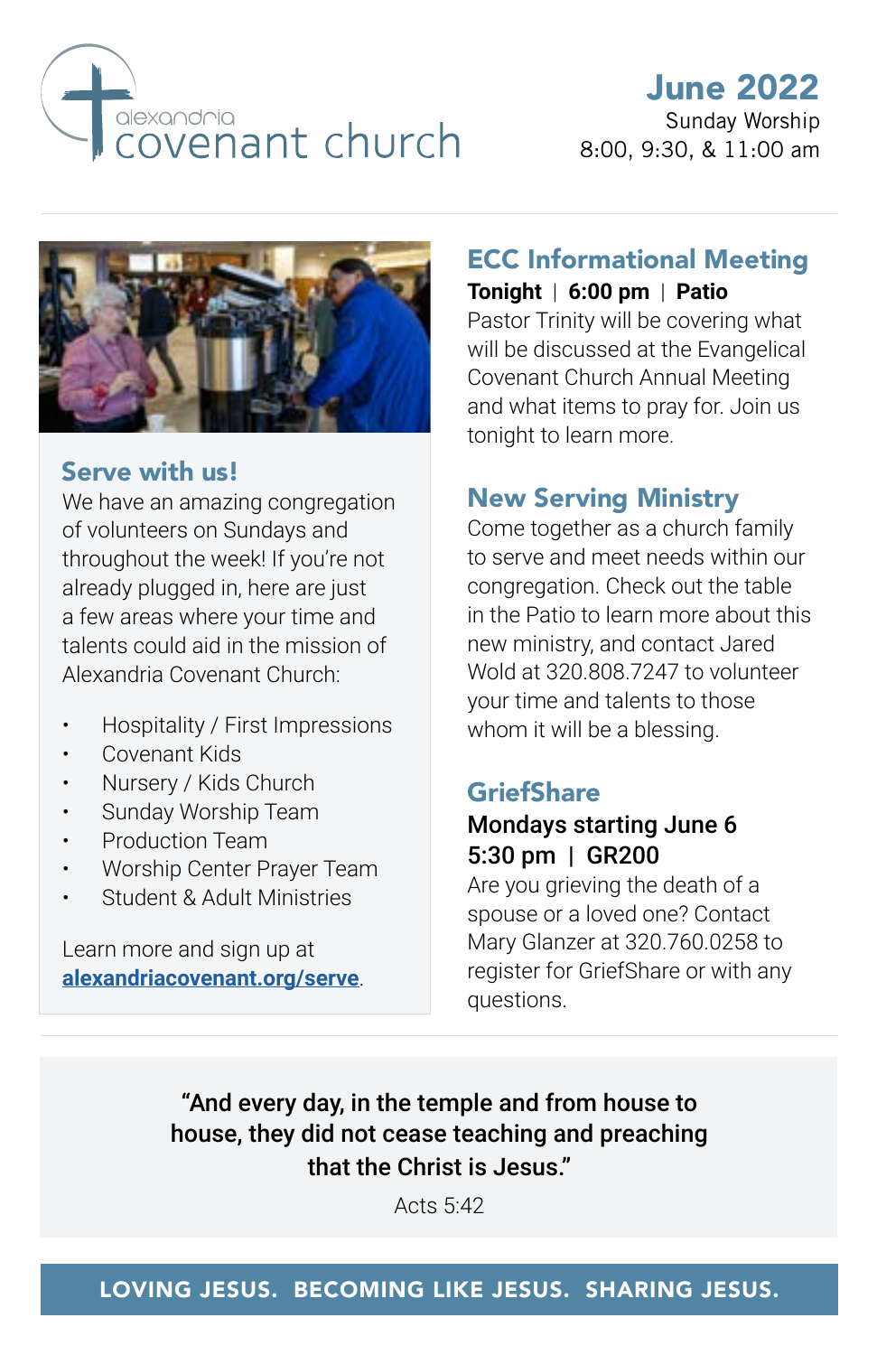# alexandria covenant church

## June 2022

Sunday Worship
8:00, 9:30, & 11:00 am

## Serve with us!

We have an amazing congregation of volunteers on Sundays and throughout the week! If you're not already plugged in, here are just a few areas where your time and talents could aid in the mission of Alexandria Covenant Church:

- Hospitality / First Impressions
- Covenant Kids
- Nursery / Kids Church
- Sunday Worship Team
- Production Team
- Worship Center Prayer Team
- Student & Adult Ministries

Learn more and sign up at **alexandriacovenant.org/serve**.

## ECC Informational Meeting

**Tonight | 6:00 pm | Patio**

Pastor Trinity will be covering what will be discussed at the Evangelical Covenant Church Annual Meeting and what items to pray for. Join us tonight to learn more.

## New Serving Ministry

Come together as a church family to serve and meet needs within our congregation. Check out the table in the Patio to learn more about this new ministry, and contact Jared Wold at 320.808.7247 to volunteer your time and talents to those whom it will be a blessing.

## GriefShare

**Mondays starting June 6**
**5:30 pm | GR200**

Are you grieving the death of a spouse or a loved one? Contact Mary Glanzer at 320.760.0258 to register for GriefShare or with any questions.

---

**"And every day, in the temple and from house to house, they did not cease teaching and preaching that the Christ is Jesus."**

Acts 5:42

**LOVING JESUS. BECOMING LIKE JESUS. SHARING JESUS.**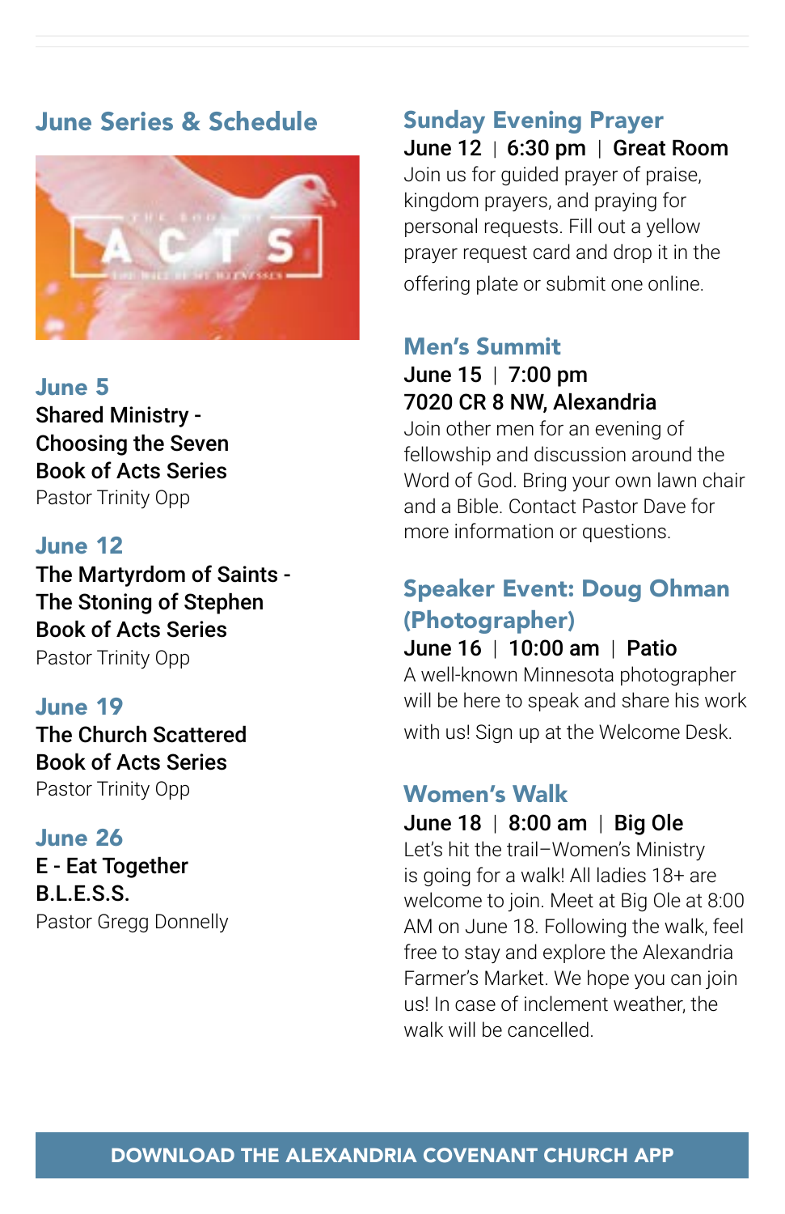## June Series & Schedule

### June 5

**Shared Ministry - Choosing the Seven**
**Book of Acts Series**
Pastor Trinity Opp

### June 12

**The Martyrdom of Saints - The Stoning of Stephen**
**Book of Acts Series**
Pastor Trinity Opp

### June 19

**The Church Scattered**
**Book of Acts Series**
Pastor Trinity Opp

### June 26

**E - Eat Together**
**B.L.E.S.S.**
Pastor Gregg Donnelly

## Sunday Evening Prayer

**June 12 | 6:30 pm | Great Room**

Join us for guided prayer of praise, kingdom prayers, and praying for personal requests. Fill out a yellow prayer request card and drop it in the offering plate or submit one online.

## Men's Summit

**June 15 | 7:00 pm**
**7020 CR 8 NW, Alexandria**

Join other men for an evening of fellowship and discussion around the Word of God. Bring your own lawn chair and a Bible. Contact Pastor Dave for more information or questions.

## Speaker Event: Doug Ohman (Photographer)

**June 16 | 10:00 am | Patio**

A well-known Minnesota photographer will be here to speak and share his work with us! Sign up at the Welcome Desk.

## Women's Walk

**June 18 | 8:00 am | Big Ole**

Let's hit the trail–Women's Ministry is going for a walk! All ladies 18+ are welcome to join. Meet at Big Ole at 8:00 AM on June 18. Following the walk, feel free to stay and explore the Alexandria Farmer's Market. We hope you can join us! In case of inclement weather, the walk will be cancelled.

**DOWNLOAD THE ALEXANDRIA COVENANT CHURCH APP**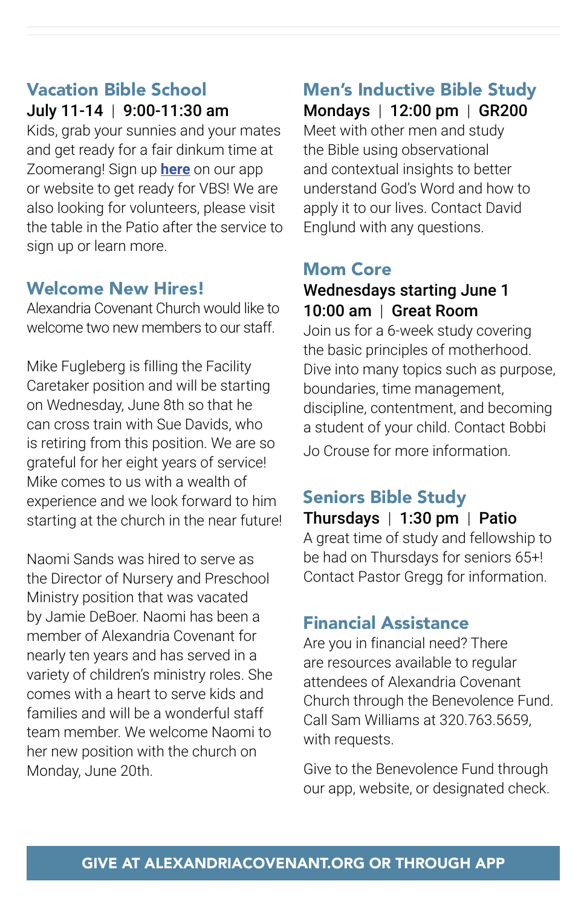## Vacation Bible School

**July 11-14 | 9:00-11:30 am**

Kids, grab your sunnies and your mates and get ready for a fair dinkum time at Zoomerang! Sign up **here** on our app or website to get ready for VBS! We are also looking for volunteers, please visit the table in the Patio after the service to sign up or learn more.

## Welcome New Hires!

Alexandria Covenant Church would like to welcome two new members to our staff.

Mike Fugleberg is filling the Facility Caretaker position and will be starting on Wednesday, June 8th so that he can cross train with Sue Davids, who is retiring from this position. We are so grateful for her eight years of service! Mike comes to us with a wealth of experience and we look forward to him starting at the church in the near future!

Naomi Sands was hired to serve as the Director of Nursery and Preschool Ministry position that was vacated by Jamie DeBoer. Naomi has been a member of Alexandria Covenant for nearly ten years and has served in a variety of children's ministry roles. She comes with a heart to serve kids and families and will be a wonderful staff team member. We welcome Naomi to her new position with the church on Monday, June 20th.

## Men's Inductive Bible Study

**Mondays | 12:00 pm | GR200**

Meet with other men and study the Bible using observational and contextual insights to better understand God's Word and how to apply it to our lives. Contact David Englund with any questions.

## Mom Core

**Wednesdays starting June 1**
**10:00 am | Great Room**

Join us for a 6-week study covering the basic principles of motherhood. Dive into many topics such as purpose, boundaries, time management, discipline, contentment, and becoming a student of your child. Contact Bobbi Jo Crouse for more information.

## Seniors Bible Study

**Thursdays | 1:30 pm | Patio**

A great time of study and fellowship to be had on Thursdays for seniors 65+! Contact Pastor Gregg for information.

## Financial Assistance

Are you in financial need? There are resources available to regular attendees of Alexandria Covenant Church through the Benevolence Fund. Call Sam Williams at 320.763.5659, with requests.

Give to the Benevolence Fund through our app, website, or designated check.

**GIVE AT ALEXANDRIACOVENANT.ORG OR THROUGH APP**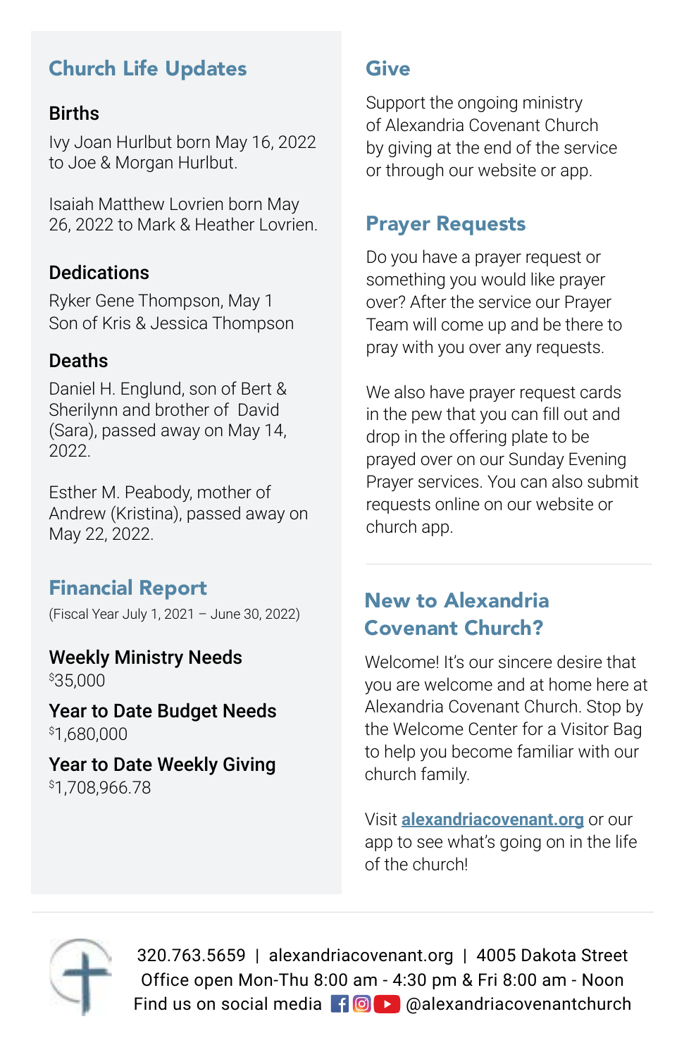## Church Life Updates

### Births

Ivy Joan Hurlbut born May 16, 2022 to Joe & Morgan Hurlbut.

Isaiah Matthew Lovrien born May 26, 2022 to Mark & Heather Lovrien.

### Dedications

Ryker Gene Thompson, May 1
Son of Kris & Jessica Thompson

### Deaths

Daniel H. Englund, son of Bert & Sherilynn and brother of David (Sara), passed away on May 14, 2022.

Esther M. Peabody, mother of Andrew (Kristina), passed away on May 22, 2022.

## Financial Report

(Fiscal Year July 1, 2021 – June 30, 2022)

**Weekly Ministry Needs**
$35,000

**Year to Date Budget Needs**
$1,680,000

**Year to Date Weekly Giving**
$1,708,966.78

## Give

Support the ongoing ministry of Alexandria Covenant Church by giving at the end of the service or through our website or app.

## Prayer Requests

Do you have a prayer request or something you would like prayer over? After the service our Prayer Team will come up and be there to pray with you over any requests.

We also have prayer request cards in the pew that you can fill out and drop in the offering plate to be prayed over on our Sunday Evening Prayer services. You can also submit requests online on our website or church app.

---

## New to Alexandria Covenant Church?

Welcome! It's our sincere desire that you are welcome and at home here at Alexandria Covenant Church. Stop by the Welcome Center for a Visitor Bag to help you become familiar with our church family.

Visit **alexandriacovenant.org** or our app to see what's going on in the life of the church!

---

320.763.5659 | alexandriacovenant.org | 4005 Dakota Street
Office open Mon-Thu 8:00 am - 4:30 pm & Fri 8:00 am - Noon
Find us on social media @alexandriacovenantchurch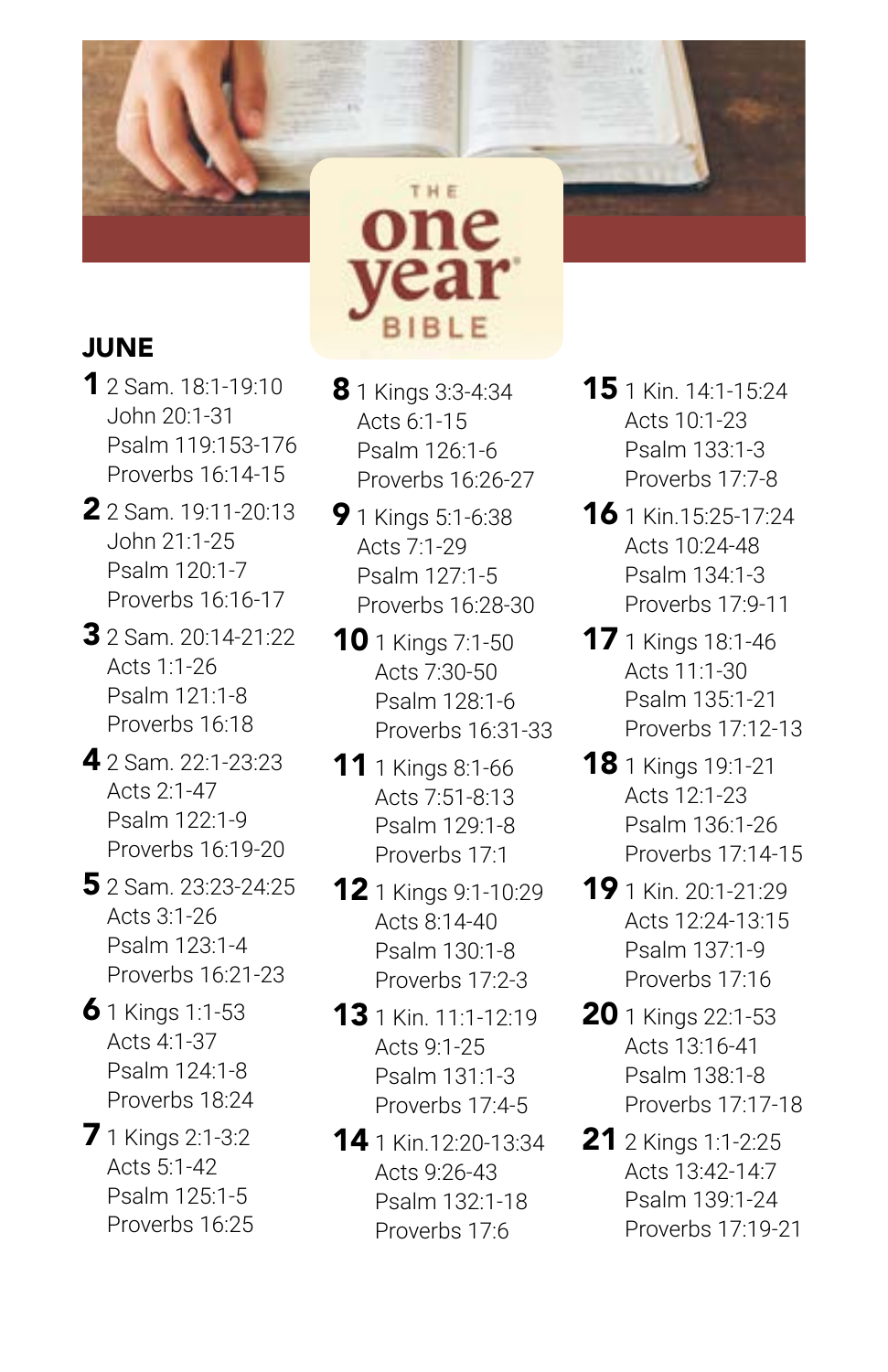THE one year BIBLE

## JUNE

**1** 2 Sam. 18:1-19:10
John 20:1-31
Psalm 119:153-176
Proverbs 16:14-15

**2** 2 Sam. 19:11-20:13
John 21:1-25
Psalm 120:1-7
Proverbs 16:16-17

**3** 2 Sam. 20:14-21:22
Acts 1:1-26
Psalm 121:1-8
Proverbs 16:18

**4** 2 Sam. 22:1-23:23
Acts 2:1-47
Psalm 122:1-9
Proverbs 16:19-20

**5** 2 Sam. 23:23-24:25
Acts 3:1-26
Psalm 123:1-4
Proverbs 16:21-23

**6** 1 Kings 1:1-53
Acts 4:1-37
Psalm 124:1-8
Proverbs 18:24

**7** 1 Kings 2:1-3:2
Acts 5:1-42
Psalm 125:1-5
Proverbs 16:25

**8** 1 Kings 3:3-4:34
Acts 6:1-15
Psalm 126:1-6
Proverbs 16:26-27

**9** 1 Kings 5:1-6:38
Acts 7:1-29
Psalm 127:1-5
Proverbs 16:28-30

**10** 1 Kings 7:1-50
Acts 7:30-50
Psalm 128:1-6
Proverbs 16:31-33

**11** 1 Kings 8:1-66
Acts 7:51-8:13
Psalm 129:1-8
Proverbs 17:1

**12** 1 Kings 9:1-10:29
Acts 8:14-40
Psalm 130:1-8
Proverbs 17:2-3

**13** 1 Kin. 11:1-12:19
Acts 9:1-25
Psalm 131:1-3
Proverbs 17:4-5

**14** 1 Kin.12:20-13:34
Acts 9:26-43
Psalm 132:1-18
Proverbs 17:6

**15** 1 Kin. 14:1-15:24
Acts 10:1-23
Psalm 133:1-3
Proverbs 17:7-8

**16** 1 Kin.15:25-17:24
Acts 10:24-48
Psalm 134:1-3
Proverbs 17:9-11

**17** 1 Kings 18:1-46
Acts 11:1-30
Psalm 135:1-21
Proverbs 17:12-13

**18** 1 Kings 19:1-21
Acts 12:1-23
Psalm 136:1-26
Proverbs 17:14-15

**19** 1 Kin. 20:1-21:29
Acts 12:24-13:15
Psalm 137:1-9
Proverbs 17:16

**20** 1 Kings 22:1-53
Acts 13:16-41
Psalm 138:1-8
Proverbs 17:17-18

**21** 2 Kings 1:1-2:25
Acts 13:42-14:7
Psalm 139:1-24
Proverbs 17:19-21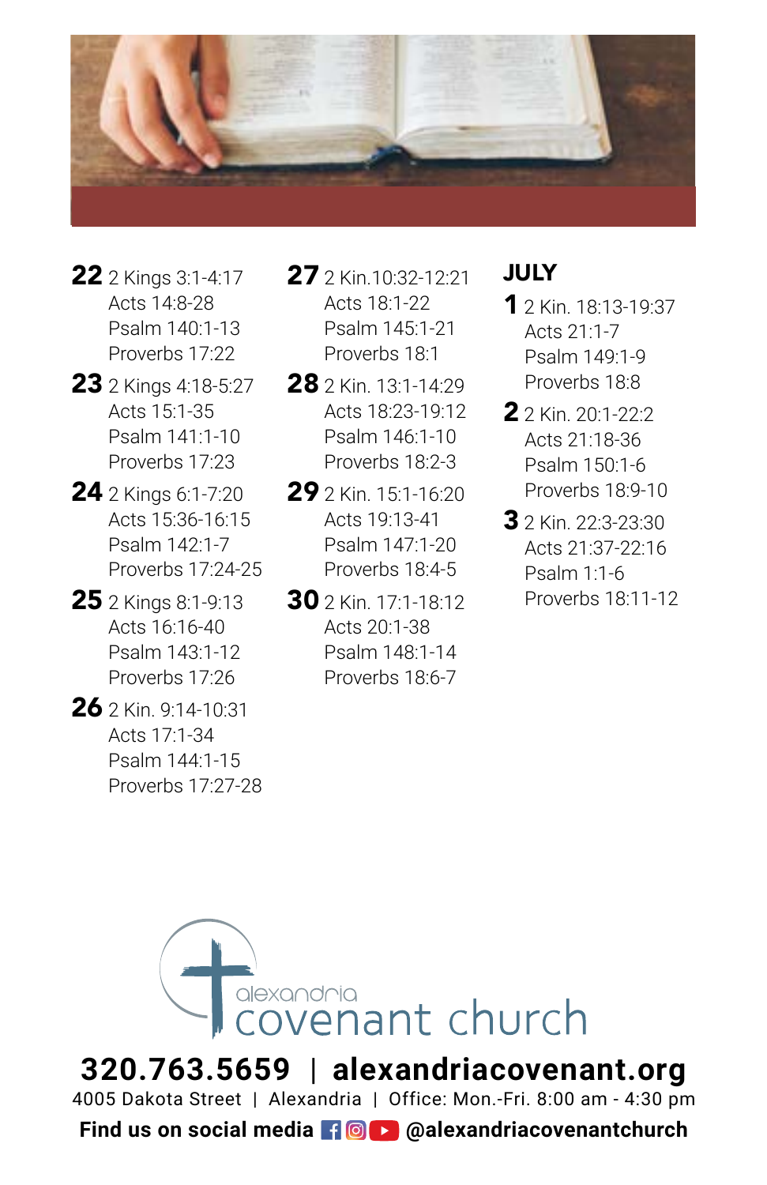**22** 2 Kings 3:1-4:17
Acts 14:8-28
Psalm 140:1-13
Proverbs 17:22

**23** 2 Kings 4:18-5:27
Acts 15:1-35
Psalm 141:1-10
Proverbs 17:23

**24** 2 Kings 6:1-7:20
Acts 15:36-16:15
Psalm 142:1-7
Proverbs 17:24-25

**25** 2 Kings 8:1-9:13
Acts 16:16-40
Psalm 143:1-12
Proverbs 17:26

**26** 2 Kin. 9:14-10:31
Acts 17:1-34
Psalm 144:1-15
Proverbs 17:27-28

**27** 2 Kin.10:32-12:21
Acts 18:1-22
Psalm 145:1-21
Proverbs 18:1

**28** 2 Kin. 13:1-14:29
Acts 18:23-19:12
Psalm 146:1-10
Proverbs 18:2-3

**29** 2 Kin. 15:1-16:20
Acts 19:13-41
Psalm 147:1-20
Proverbs 18:4-5

**30** 2 Kin. 17:1-18:12
Acts 20:1-38
Psalm 148:1-14
Proverbs 18:6-7

**JULY**

**1** 2 Kin. 18:13-19:37
Acts 21:1-7
Psalm 149:1-9
Proverbs 18:8

**2** 2 Kin. 20:1-22:2
Acts 21:18-36
Psalm 150:1-6
Proverbs 18:9-10

**3** 2 Kin. 22:3-23:30
Acts 21:37-22:16
Psalm 1:1-6
Proverbs 18:11-12

alexandria covenant church

**320.763.5659 | alexandriacovenant.org**

4005 Dakota Street | Alexandria | Office: Mon.-Fri. 8:00 am - 4:30 pm

**Find us on social media @alexandriacovenantchurch**